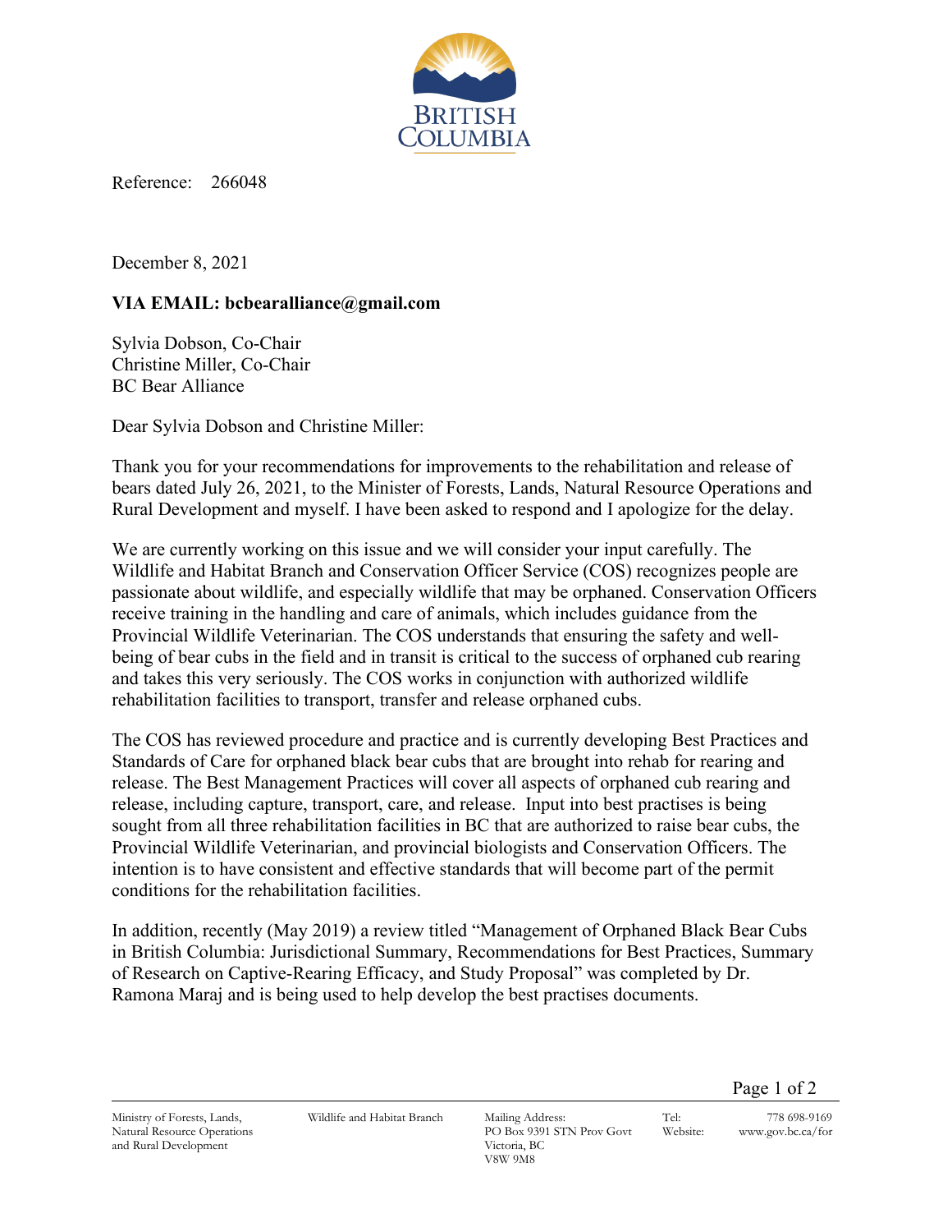BRITISH COLUMBIA

Reference: 266048

December 8, 2021

**VIA EMAIL: bcbearalliance@gmail.com**

Sylvia Dobson, Co-Chair
Christine Miller, Co-Chair
BC Bear Alliance

Dear Sylvia Dobson and Christine Miller:

Thank you for your recommendations for improvements to the rehabilitation and release of bears dated July 26, 2021, to the Minister of Forests, Lands, Natural Resource Operations and Rural Development and myself. I have been asked to respond and I apologize for the delay.

We are currently working on this issue and we will consider your input carefully. The Wildlife and Habitat Branch and Conservation Officer Service (COS) recognizes people are passionate about wildlife, and especially wildlife that may be orphaned. Conservation Officers receive training in the handling and care of animals, which includes guidance from the Provincial Wildlife Veterinarian. The COS understands that ensuring the safety and well-being of bear cubs in the field and in transit is critical to the success of orphaned cub rearing and takes this very seriously. The COS works in conjunction with authorized wildlife rehabilitation facilities to transport, transfer and release orphaned cubs.

The COS has reviewed procedure and practice and is currently developing Best Practices and Standards of Care for orphaned black bear cubs that are brought into rehab for rearing and release. The Best Management Practices will cover all aspects of orphaned cub rearing and release, including capture, transport, care, and release. Input into best practises is being sought from all three rehabilitation facilities in BC that are authorized to raise bear cubs, the Provincial Wildlife Veterinarian, and provincial biologists and Conservation Officers. The intention is to have consistent and effective standards that will become part of the permit conditions for the rehabilitation facilities.

In addition, recently (May 2019) a review titled "Management of Orphaned Black Bear Cubs in British Columbia: Jurisdictional Summary, Recommendations for Best Practices, Summary of Research on Captive-Rearing Efficacy, and Study Proposal" was completed by Dr. Ramona Maraj and is being used to help develop the best practises documents.

Ministry of Forests, Lands, Natural Resource Operations and Rural Development | Wildlife and Habitat Branch | Mailing Address: PO Box 9391 STN Prov Govt Victoria, BC V8W 9M8 | Tel: 778 698-9169 | Website: www.gov.bc.ca/for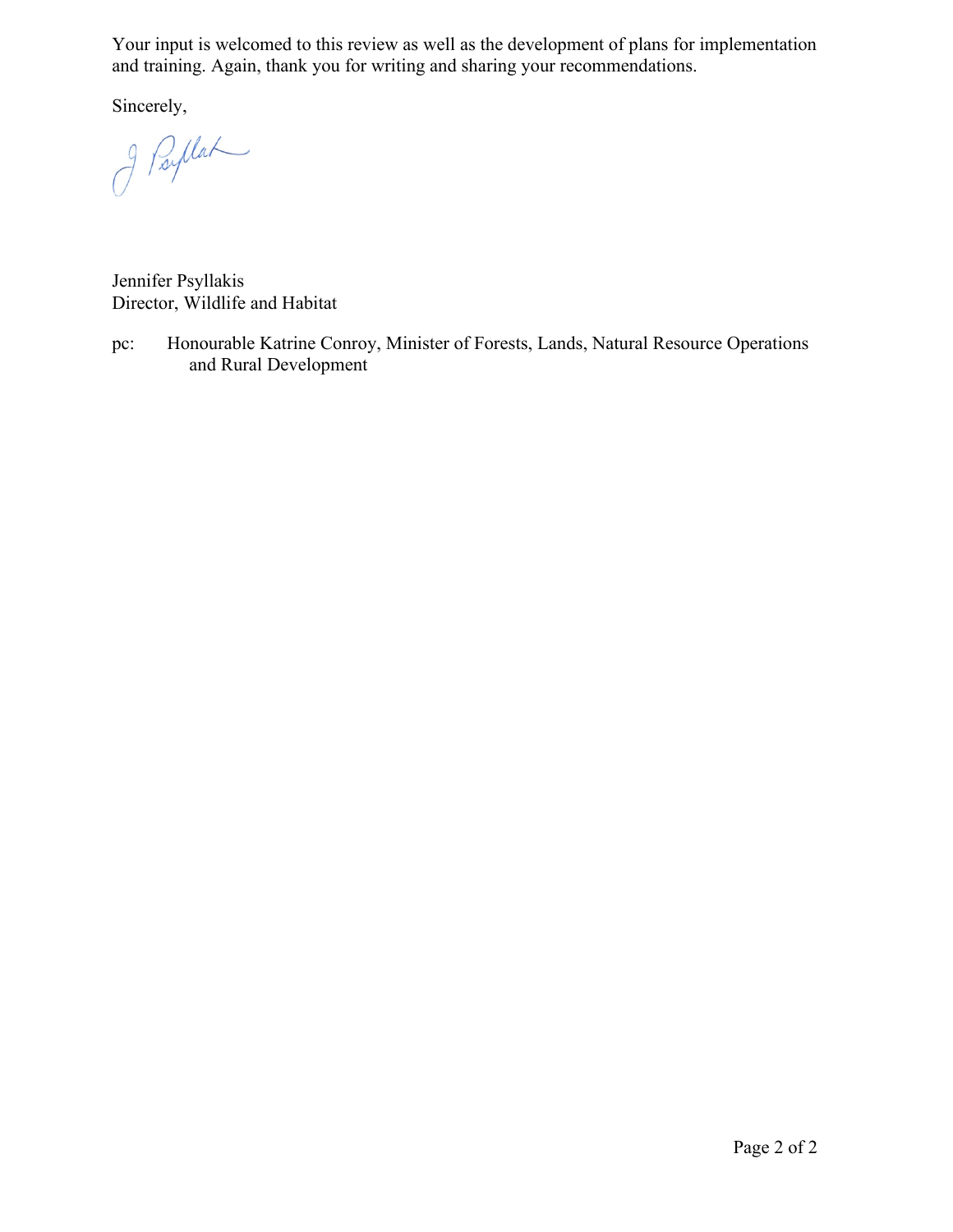Your input is welcomed to this review as well as the development of plans for implementation and training. Again, thank you for writing and sharing your recommendations.

Sincerely,

Jennifer Psyllakis
Director, Wildlife and Habitat

pc: Honourable Katrine Conroy, Minister of Forests, Lands, Natural Resource Operations and Rural Development